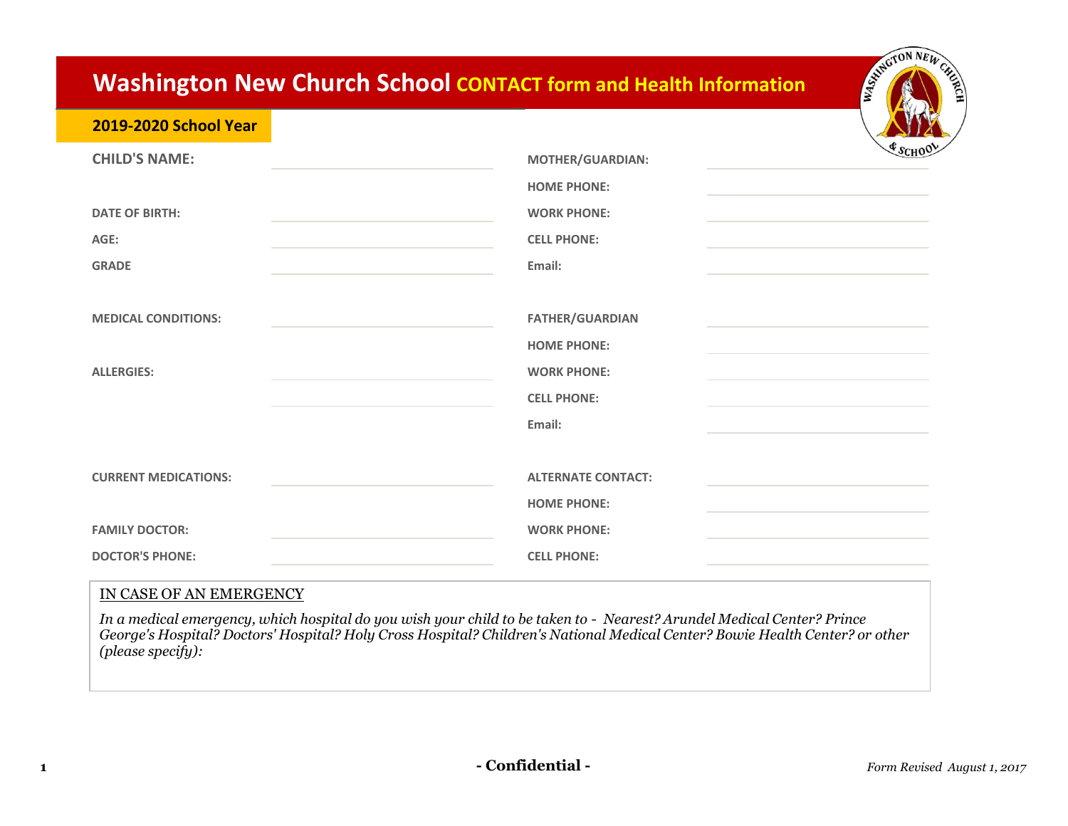# Washington New Church School CONTACT form and Health Information

## 2019-2020 School Year

| | | | |
|---|---|---|---|
| **CHILD'S NAME:** | | **MOTHER/GUARDIAN:** | |
| | | **HOME PHONE:** | |
| **DATE OF BIRTH:** | | **WORK PHONE:** | |
| **AGE:** | | **CELL PHONE:** | |
| **GRADE** | | **Email:** | |
| **MEDICAL CONDITIONS:** | | **FATHER/GUARDIAN** | |
| | | **HOME PHONE:** | |
| **ALLERGIES:** | | **WORK PHONE:** | |
| | | **CELL PHONE:** | |
| | | **Email:** | |
| **CURRENT MEDICATIONS:** | | **ALTERNATE CONTACT:** | |
| | | **HOME PHONE:** | |
| **FAMILY DOCTOR:** | | **WORK PHONE:** | |
| **DOCTOR'S PHONE:** | | **CELL PHONE:** | |

IN CASE OF AN EMERGENCY

*In a medical emergency, which hospital do you wish your child to be taken to - Nearest? Arundel Medical Center? Prince George's Hospital? Doctors' Hospital? Holy Cross Hospital? Children's National Medical Center? Bowie Health Center? or other (please specify):*

**- Confidential -**

*Form Revised August 1, 2017*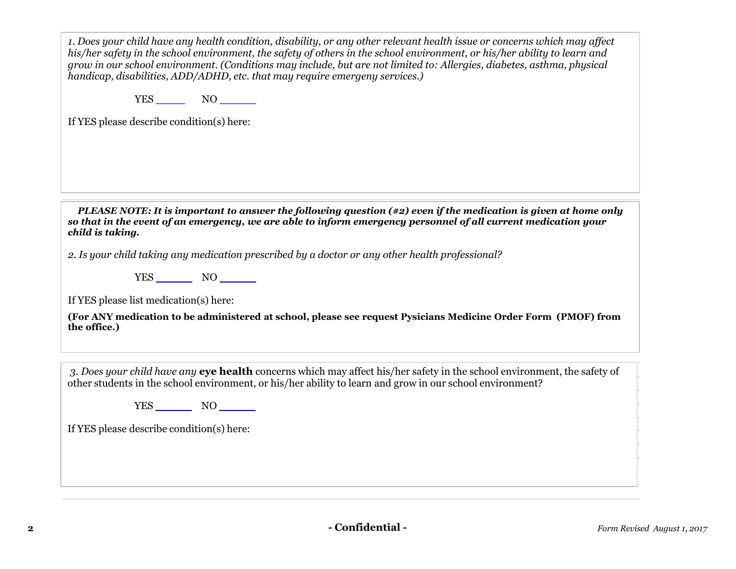*1. Does your child have any health condition, disability, or any other relevant health issue or concerns which may affect his/her safety in the school environment, the safety of others in the school environment, or his/her ability to learn and grow in our school environment. (Conditions may include, but are not limited to: Allergies, diabetes, asthma, physical handicap, disabilities, ADD/ADHD, etc. that may require emergeny services.)*

YES _____ NO ______

If YES please describe condition(s) here:

***PLEASE NOTE: It is important to answer the following question (#2) even if the medication is given at home only so that in the event of an emergency, we are able to inform emergency personnel of all current medication your child is taking.***

*2. Is your child taking any medication prescribed by a doctor or any other health professional?*

YES ______ NO ______

If YES please list medication(s) here:

**(For ANY medication to be administered at school, please see request Pysicians Medicine Order Form (PMOF) from the office.)**

*3. Does your child have any* **eye health** concerns which may affect his/her safety in the school environment, the safety of other students in the school environment, or his/her ability to learn and grow in our school environment?

YES ______ NO ______

If YES please describe condition(s) here:

**- Confidential -**

*Form Revised August 1, 2017*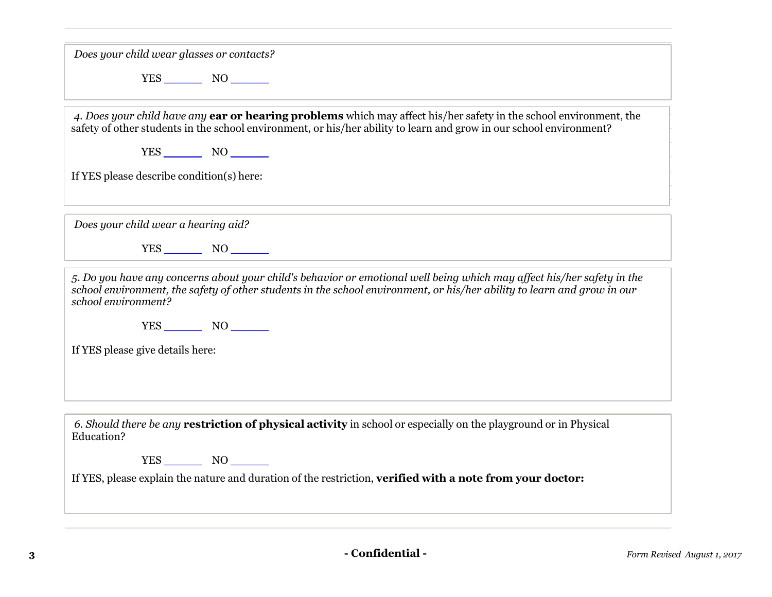*Does your child wear glasses or contacts?*

YES ______ NO ______

*4. Does your child have any* **ear or hearing problems** which may affect his/her safety in the school environment, the safety of other students in the school environment, or his/her ability to learn and grow in our school environment?

YES ______ NO ______

If YES please describe condition(s) here:

*Does your child wear a hearing aid?*

YES ______ NO ______

*5. Do you have any concerns about your child's behavior or emotional well being which may affect his/her safety in the school environment, the safety of other students in the school environment, or his/her ability to learn and grow in our school environment?*

YES ______ NO ______

If YES please give details here:

*6. Should there be any* **restriction of physical activity** in school or especially on the playground or in Physical Education?

YES ______ NO ______

If YES, please explain the nature and duration of the restriction, **verified with a note from your doctor:**

**- Confidential -**

*Form Revised August 1, 2017*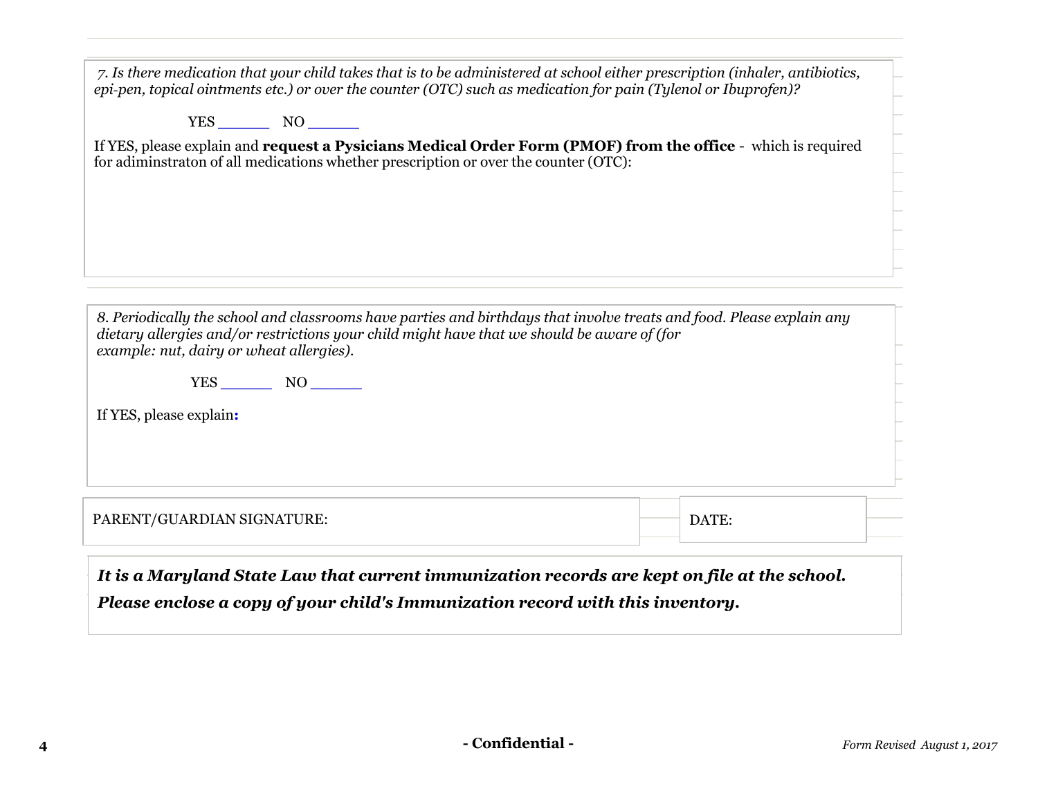*7. Is there medication that your child takes that is to be administered at school either prescription (inhaler, antibiotics, epi-pen, topical ointments etc.) or over the counter (OTC) such as medication for pain (Tylenol or Ibuprofen)?*

YES ______ NO ______

If YES, please explain and **request a Pysicians Medical Order Form (PMOF) from the office** - which is required for adiminstraton of all medications whether prescription or over the counter (OTC):

*8. Periodically the school and classrooms have parties and birthdays that involve treats and food. Please explain any dietary allergies and/or restrictions your child might have that we should be aware of (for example: nut, dairy or wheat allergies).*

YES ______ NO ______

If YES, please explain**:**

| PARENT/GUARDIAN SIGNATURE: | DATE: |
|---|---|

***It is a Maryland State Law that current immunization records are kept on file at the school.***

***Please enclose a copy of your child's Immunization record with this inventory.***

**- Confidential -**

*Form Revised August 1, 2017*